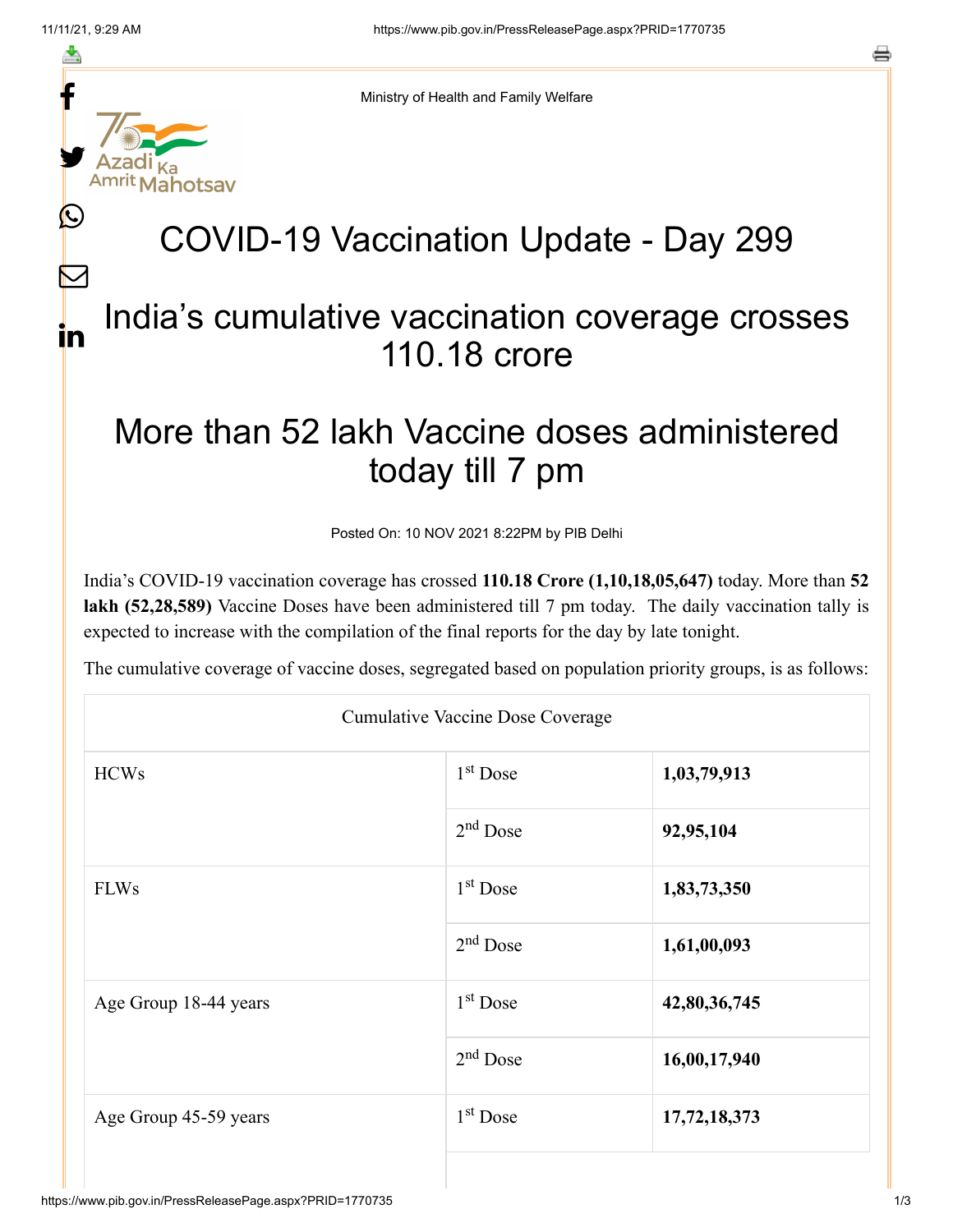Ministry of Health and Family Welfare

# COVID-19 Vaccination Update - Day 299

## India's cumulative vaccination coverage crosses 110.18 crore

## More than 52 lakh Vaccine doses administered today till 7 pm

Posted On: 10 NOV 2021 8:22PM by PIB Delhi

India's COVID-19 vaccination coverage has crossed **110.18 Crore (1,10,18,05,647)** today. More than **52 lakh (52,28,589)** Vaccine Doses have been administered till 7 pm today. The daily vaccination tally is expected to increase with the compilation of the final reports for the day by late tonight.

The cumulative coverage of vaccine doses, segregated based on population priority groups, is as follows:

| Cumulative Vaccine Dose Coverage | | |
|---|---|---|
| HCWs | 1st Dose | **1,03,79,913** |
| | 2nd Dose | **92,95,104** |
| FLWs | 1st Dose | **1,83,73,350** |
| | 2nd Dose | **1,61,00,093** |
| Age Group 18-44 years | 1st Dose | **42,80,36,745** |
| | 2nd Dose | **16,00,17,940** |
| Age Group 45-59 years | 1st Dose | **17,72,18,373** |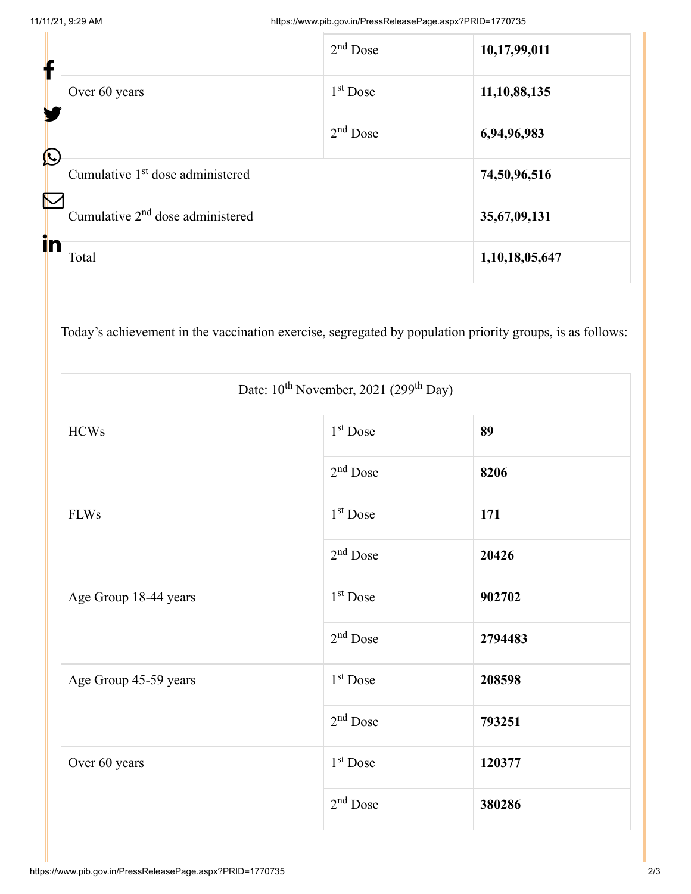| | | |
|---|---|---|
| | 2nd Dose | **10,17,99,011** |
| Over 60 years | 1st Dose | **11,10,88,135** |
| | 2nd Dose | **6,94,96,983** |
| Cumulative 1st dose administered | | **74,50,96,516** |
| Cumulative 2nd dose administered | | **35,67,09,131** |
| Total | | **1,10,18,05,647** |

Today's achievement in the vaccination exercise, segregated by population priority groups, is as follows:

| Date: 10th November, 2021 (299th Day) | | |
|---|---|---|
| HCWs | 1st Dose | **89** |
| | 2nd Dose | **8206** |
| FLWs | 1st Dose | **171** |
| | 2nd Dose | **20426** |
| Age Group 18-44 years | 1st Dose | **902702** |
| | 2nd Dose | **2794483** |
| Age Group 45-59 years | 1st Dose | **208598** |
| | 2nd Dose | **793251** |
| Over 60 years | 1st Dose | **120377** |
| | 2nd Dose | **380286** |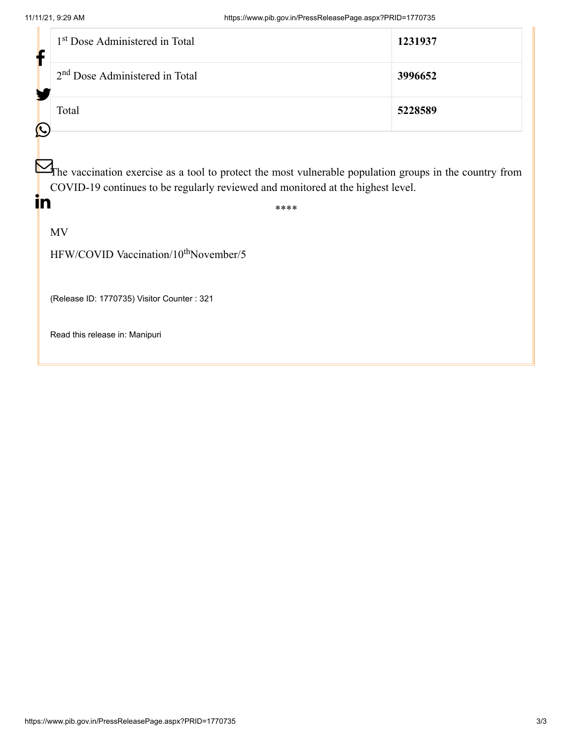| | |
|---|---|
| 1st Dose Administered in Total | **1231937** |
| 2nd Dose Administered in Total | **3996652** |
| Total | **5228589** |

The vaccination exercise as a tool to protect the most vulnerable population groups in the country from COVID-19 continues to be regularly reviewed and monitored at the highest level.

****

MV

HFW/COVID Vaccination/10thNovember/5

(Release ID: 1770735) Visitor Counter : 321

Read this release in: Manipuri